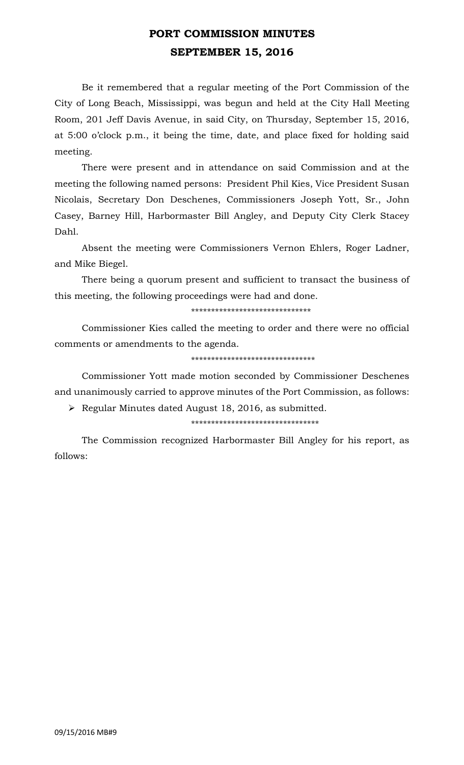# PORT COMMISSION MINUTES
# SEPTEMBER 15, 2016

Be it remembered that a regular meeting of the Port Commission of the City of Long Beach, Mississippi, was begun and held at the City Hall Meeting Room, 201 Jeff Davis Avenue, in said City, on Thursday, September 15, 2016, at 5:00 o'clock p.m., it being the time, date, and place fixed for holding said meeting.

There were present and in attendance on said Commission and at the meeting the following named persons: President Phil Kies, Vice President Susan Nicolais, Secretary Don Deschenes, Commissioners Joseph Yott, Sr., John Casey, Barney Hill, Harbormaster Bill Angley, and Deputy City Clerk Stacey Dahl.

Absent the meeting were Commissioners Vernon Ehlers, Roger Ladner, and Mike Biegel.

There being a quorum present and sufficient to transact the business of this meeting, the following proceedings were had and done.

*****************************

Commissioner Kies called the meeting to order and there were no official comments or amendments to the agenda.

*******************************

Commissioner Yott made motion seconded by Commissioner Deschenes and unanimously carried to approve minutes of the Port Commission, as follows:

- Regular Minutes dated August 18, 2016, as submitted.

********************************

The Commission recognized Harbormaster Bill Angley for his report, as follows: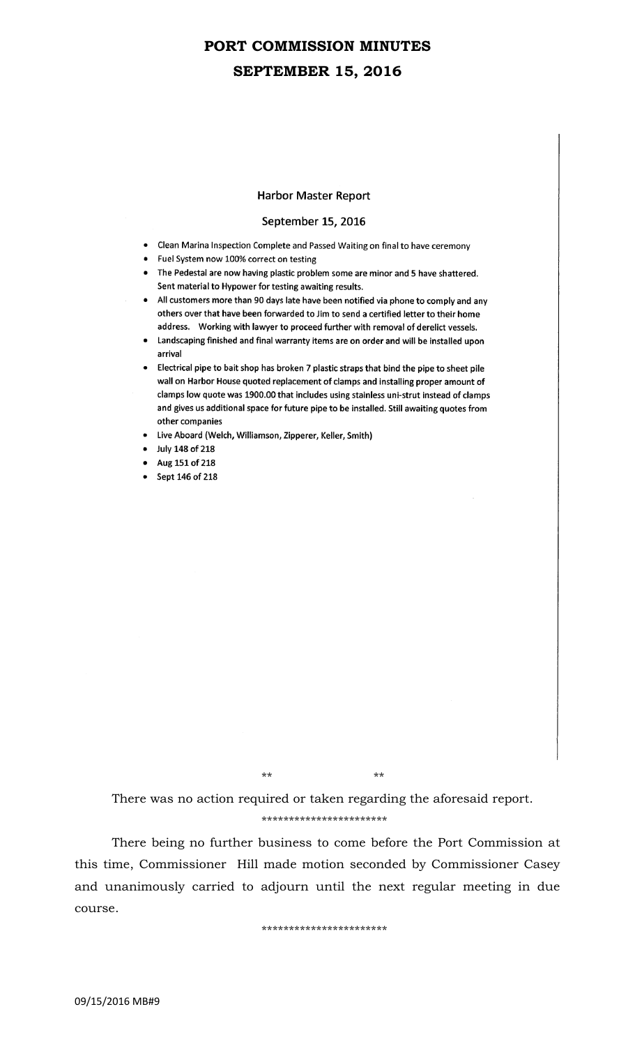# PORT COMMISSION MINUTES

# SEPTEMBER 15, 2016

## Harbor Master Report

### September 15, 2016

- Clean Marina Inspection Complete and Passed Waiting on final to have ceremony
- Fuel System now 100% correct on testing
- The Pedestal are now having plastic problem some are minor and 5 have shattered. Sent material to Hypower for testing awaiting results.
- All customers more than 90 days late have been notified via phone to comply and any others over that have been forwarded to Jim to send a certified letter to their home address. Working with lawyer to proceed further with removal of derelict vessels.
- Landscaping finished and final warranty items are on order and will be installed upon arrival
- Electrical pipe to bait shop has broken 7 plastic straps that bind the pipe to sheet pile wall on Harbor House quoted replacement of clamps and installing proper amount of clamps low quote was 1900.00 that includes using stainless uni-strut instead of clamps and gives us additional space for future pipe to be installed. Still awaiting quotes from other companies
- Live Aboard (Welch, Williamson, Zipperer, Keller, Smith)
- July 148 of 218
- Aug 151 of 218
- Sept 146 of 218

** **

There was no action required or taken regarding the aforesaid report.

**********************

There being no further business to come before the Port Commission at this time, Commissioner Hill made motion seconded by Commissioner Casey and unanimously carried to adjourn until the next regular meeting in due course.

**********************

09/15/2016 MB#9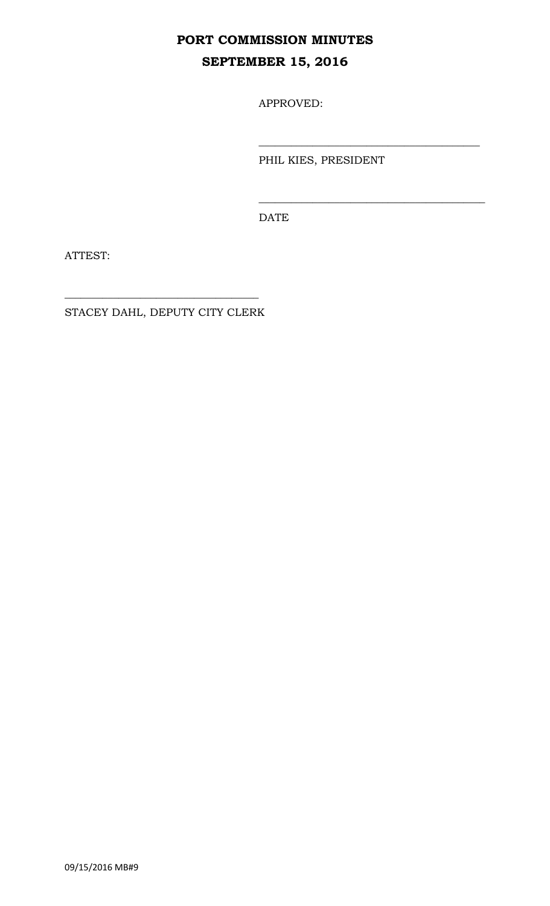**PORT COMMISSION MINUTES**

**SEPTEMBER 15, 2016**

APPROVED:

\_\_\_\_\_\_\_\_\_\_\_\_\_\_\_\_\_\_\_\_\_\_\_\_\_\_\_\_\_\_\_\_\_\_\_\_\_\_\_\_

PHIL KIES, PRESIDENT

\_\_\_\_\_\_\_\_\_\_\_\_\_\_\_\_\_\_\_\_\_\_\_\_\_\_\_\_\_\_\_\_\_\_\_\_\_\_\_\_

DATE

ATTEST:

\_\_\_\_\_\_\_\_\_\_\_\_\_\_\_\_\_\_\_\_\_\_\_\_\_\_\_\_\_\_\_\_\_\_\_\_

STACEY DAHL, DEPUTY CITY CLERK

09/15/2016 MB#9